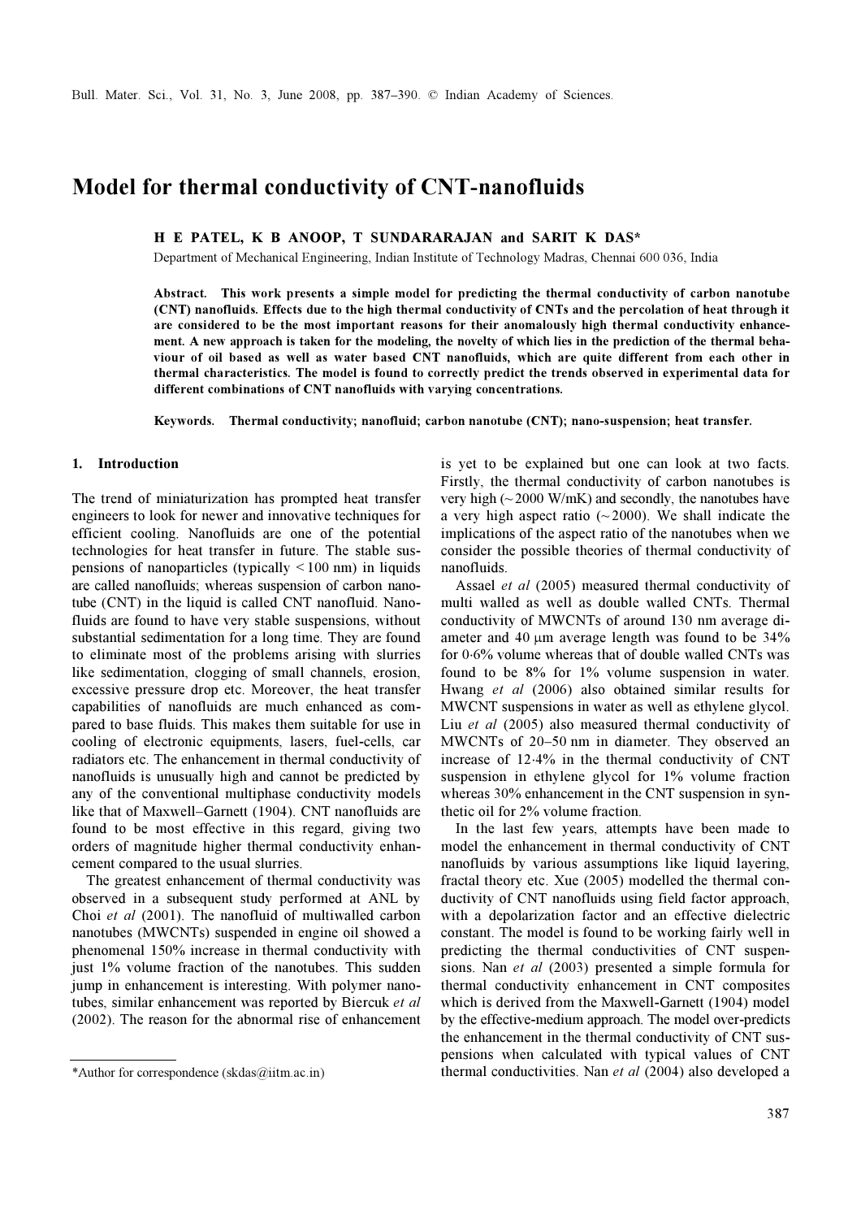# Model for thermal conductivity of CNT-nanofluids

**H E PATEL, K B ANOOP, T SUNDARARAJAN and SARIT K DAS***

Department of Mechanical Engineering, Indian Institute of Technology Madras, Chennai 600 036, India

**Abstract.** This work presents a simple model for predicting the thermal conductivity of carbon nanotube (CNT) nanofluids. Effects due to the high thermal conductivity of CNTs and the percolation of heat through it are considered to be the most important reasons for their anomalously high thermal conductivity enhancement. A new approach is taken for the modeling, the novelty of which lies in the prediction of the thermal behaviour of oil based as well as water based CNT nanofluids, which are quite different from each other in thermal characteristics. The model is found to correctly predict the trends observed in experimental data for different combinations of CNT nanofluids with varying concentrations.

**Keywords.** Thermal conductivity; nanofluid; carbon nanotube (CNT); nano-suspension; heat transfer.

## 1. Introduction

The trend of miniaturization has prompted heat transfer engineers to look for newer and innovative techniques for efficient cooling. Nanofluids are one of the potential technologies for heat transfer in future. The stable suspensions of nanoparticles (typically < 100 nm) in liquids are called nanofluids; whereas suspension of carbon nanotube (CNT) in the liquid is called CNT nanofluid. Nanofluids are found to have very stable suspensions, without substantial sedimentation for a long time. They are found to eliminate most of the problems arising with slurries like sedimentation, clogging of small channels, erosion, excessive pressure drop etc. Moreover, the heat transfer capabilities of nanofluids are much enhanced as compared to base fluids. This makes them suitable for use in cooling of electronic equipments, lasers, fuel-cells, car radiators etc. The enhancement in thermal conductivity of nanofluids is unusually high and cannot be predicted by any of the conventional multiphase conductivity models like that of Maxwell–Garnett (1904). CNT nanofluids are found to be most effective in this regard, giving two orders of magnitude higher thermal conductivity enhancement compared to the usual slurries.

The greatest enhancement of thermal conductivity was observed in a subsequent study performed at ANL by Choi *et al* (2001). The nanofluid of multiwalled carbon nanotubes (MWCNTs) suspended in engine oil showed a phenomenal 150% increase in thermal conductivity with just 1% volume fraction of the nanotubes. This sudden jump in enhancement is interesting. With polymer nanotubes, similar enhancement was reported by Biercuk *et al* (2002). The reason for the abnormal rise of enhancement is yet to be explained but one can look at two facts. Firstly, the thermal conductivity of carbon nanotubes is very high (~ 2000 W/mK) and secondly, the nanotubes have a very high aspect ratio (~ 2000). We shall indicate the implications of the aspect ratio of the nanotubes when we consider the possible theories of thermal conductivity of nanofluids.

Assael *et al* (2005) measured thermal conductivity of multi walled as well as double walled CNTs. Thermal conductivity of MWCNTs of around 130 nm average diameter and 40 μm average length was found to be 34% for 0·6% volume whereas that of double walled CNTs was found to be 8% for 1% volume suspension in water. Hwang *et al* (2006) also obtained similar results for MWCNT suspensions in water as well as ethylene glycol. Liu *et al* (2005) also measured thermal conductivity of MWCNTs of 20–50 nm in diameter. They observed an increase of 12·4% in the thermal conductivity of CNT suspension in ethylene glycol for 1% volume fraction whereas 30% enhancement in the CNT suspension in synthetic oil for 2% volume fraction.

In the last few years, attempts have been made to model the enhancement in thermal conductivity of CNT nanofluids by various assumptions like liquid layering, fractal theory etc. Xue (2005) modelled the thermal conductivity of CNT nanofluids using field factor approach, with a depolarization factor and an effective dielectric constant. The model is found to be working fairly well in predicting the thermal conductivities of CNT suspensions. Nan *et al* (2003) presented a simple formula for thermal conductivity enhancement in CNT composites which is derived from the Maxwell-Garnett (1904) model by the effective-medium approach. The model over-predicts the enhancement in the thermal conductivity of CNT suspensions when calculated with typical values of CNT thermal conductivities. Nan *et al* (2004) also developed a

*Author for correspondence (skdas@iitm.ac.in)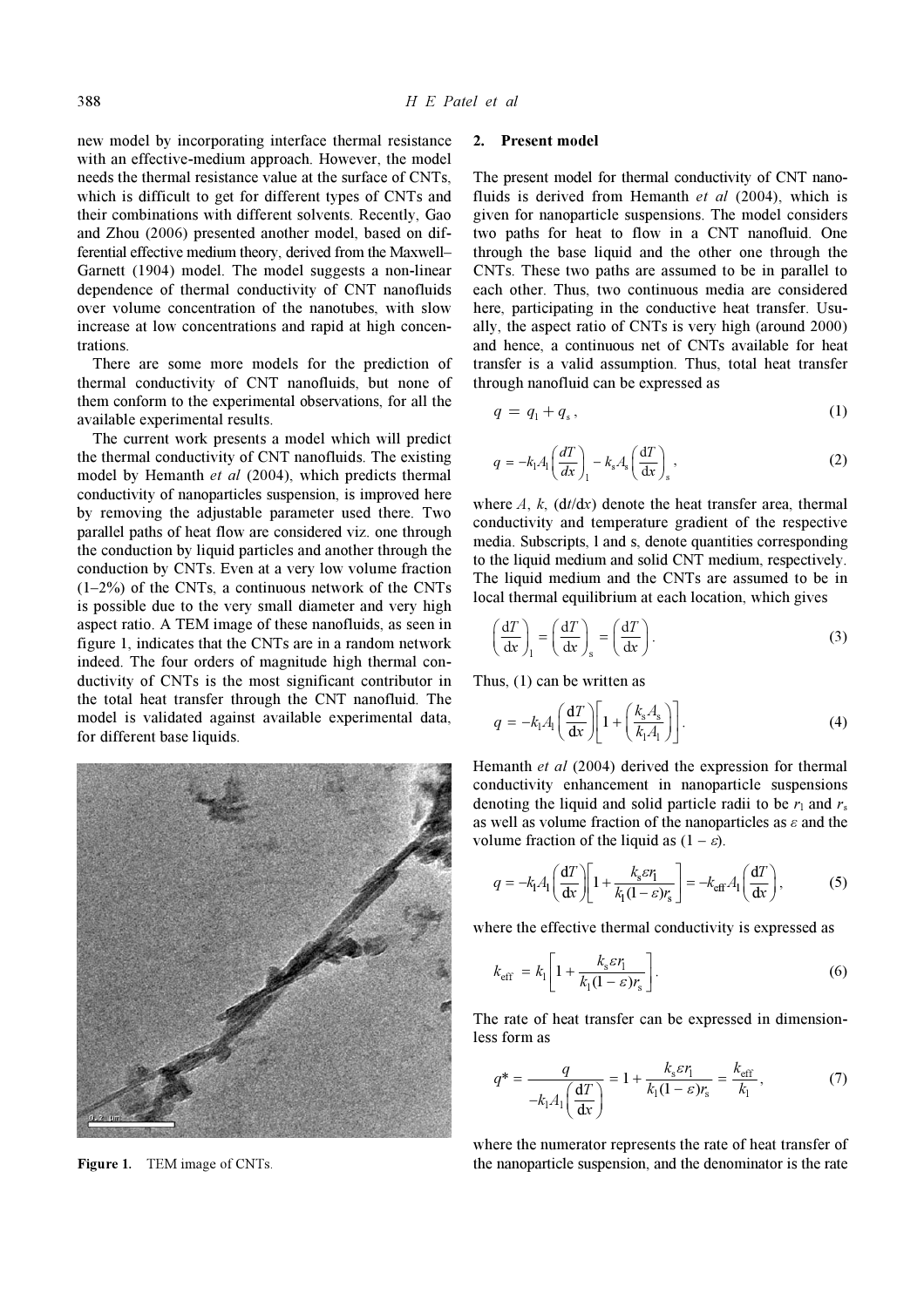new model by incorporating interface thermal resistance with an effective-medium approach. However, the model needs the thermal resistance value at the surface of CNTs, which is difficult to get for different types of CNTs and their combinations with different solvents. Recently, Gao and Zhou (2006) presented another model, based on differential effective medium theory, derived from the Maxwell–Garnett (1904) model. The model suggests a non-linear dependence of thermal conductivity of CNT nanofluids over volume concentration of the nanotubes, with slow increase at low concentrations and rapid at high concentrations.

There are some more models for the prediction of thermal conductivity of CNT nanofluids, but none of them conform to the experimental observations, for all the available experimental results.

The current work presents a model which will predict the thermal conductivity of CNT nanofluids. The existing model by Hemanth *et al* (2004), which predicts thermal conductivity of nanoparticles suspension, is improved here by removing the adjustable parameter used there. Two parallel paths of heat flow are considered viz. one through the conduction by liquid particles and another through the conduction by CNTs. Even at a very low volume fraction (1–2%) of the CNTs, a continuous network of the CNTs is possible due to the very small diameter and very high aspect ratio. A TEM image of these nanofluids, as seen in figure 1, indicates that the CNTs are in a random network indeed. The four orders of magnitude high thermal conductivity of CNTs is the most significant contributor in the total heat transfer through the CNT nanofluid. The model is validated against available experimental data, for different base liquids.

**Figure 1.** TEM image of CNTs.

## 2. Present model

The present model for thermal conductivity of CNT nanofluids is derived from Hemanth *et al* (2004), which is given for nanoparticle suspensions. The model considers two paths for heat to flow in a CNT nanofluid. One through the base liquid and the other one through the CNTs. These two paths are assumed to be in parallel to each other. Thus, two continuous media are considered here, participating in the conductive heat transfer. Usually, the aspect ratio of CNTs is very high (around 2000) and hence, a continuous net of CNTs available for heat transfer is a valid assumption. Thus, total heat transfer through nanofluid can be expressed as

$$q = q_l + q_s, \tag{1}$$

$$q = -k_l A_l \left(\frac{dT}{dx}\right)_l - k_s A_s \left(\frac{dT}{dx}\right)_s, \tag{2}$$

where $A$, $k$, $(dt/dx)$ denote the heat transfer area, thermal conductivity and temperature gradient of the respective media. Subscripts, l and s, denote quantities corresponding to the liquid medium and solid CNT medium, respectively. The liquid medium and the CNTs are assumed to be in local thermal equilibrium at each location, which gives

$$\left(\frac{dT}{dx}\right)_l = \left(\frac{dT}{dx}\right)_s = \left(\frac{dT}{dx}\right). \tag{3}$$

Thus, (1) can be written as

$$q = -k_l A_l \left(\frac{dT}{dx}\right)\left[1 + \left(\frac{k_s A_s}{k_l A_l}\right)\right]. \tag{4}$$

Hemanth *et al* (2004) derived the expression for thermal conductivity enhancement in nanoparticle suspensions denoting the liquid and solid particle radii to be $r_l$ and $r_s$ as well as volume fraction of the nanoparticles as $\varepsilon$ and the volume fraction of the liquid as $(1 - \varepsilon)$.

$$q = -k_l A_l \left(\frac{dT}{dx}\right)\left[1 + \frac{k_s \varepsilon r_l}{k_l (1-\varepsilon) r_s}\right] = -k_{\text{eff}} A_l \left(\frac{dT}{dx}\right), \tag{5}$$

where the effective thermal conductivity is expressed as

$$k_{\text{eff}} = k_l \left[1 + \frac{k_s \varepsilon r_l}{k_l (1-\varepsilon) r_s}\right]. \tag{6}$$

The rate of heat transfer can be expressed in dimensionless form as

$$q^* = \frac{q}{-k_l A_l \left(\dfrac{dT}{dx}\right)} = 1 + \frac{k_s \varepsilon r_l}{k_l (1-\varepsilon) r_s} = \frac{k_{\text{eff}}}{k_l}, \tag{7}$$

where the numerator represents the rate of heat transfer of the nanoparticle suspension, and the denominator is the rate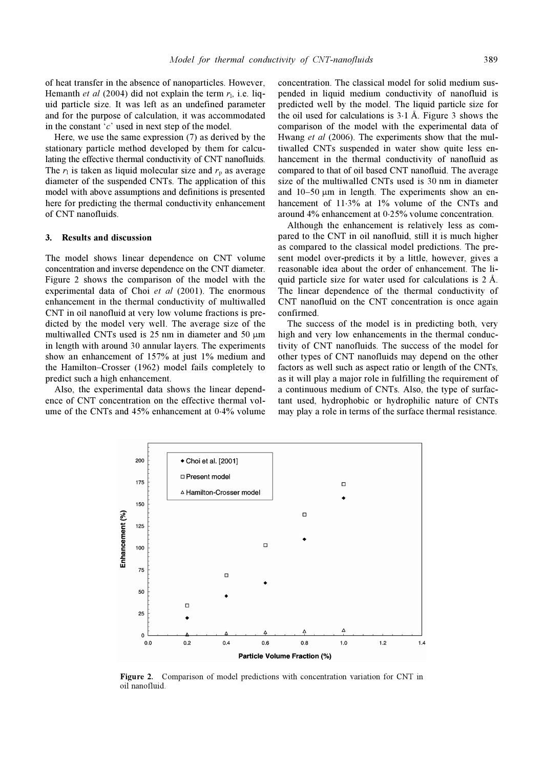of heat transfer in the absence of nanoparticles. However, Hemanth *et al* (2004) did not explain the term $r_l$, i.e. liquid particle size. It was left as an undefined parameter and for the purpose of calculation, it was accommodated in the constant '$c$' used in next step of the model.

Here, we use the same expression (7) as derived by the stationary particle method developed by them for calculating the effective thermal conductivity of CNT nanofluids. The $r_l$ is taken as liquid molecular size and $r_p$ as average diameter of the suspended CNTs. The application of this model with above assumptions and definitions is presented here for predicting the thermal conductivity enhancement of CNT nanofluids.

## 3. Results and discussion

The model shows linear dependence on CNT volume concentration and inverse dependence on the CNT diameter. Figure 2 shows the comparison of the model with the experimental data of Choi *et al* (2001). The enormous enhancement in the thermal conductivity of multiwalled CNT in oil nanofluid at very low volume fractions is predicted by the model very well. The average size of the multiwalled CNTs used is 25 nm in diameter and 50 μm in length with around 30 annular layers. The experiments show an enhancement of 157% at just 1% medium and the Hamilton–Crosser (1962) model fails completely to predict such a high enhancement.

Also, the experimental data shows the linear dependence of CNT concentration on the effective thermal volume of the CNTs and 45% enhancement at 0·4% volume concentration. The classical model for solid medium suspended in liquid medium conductivity of nanofluid is predicted well by the model. The liquid particle size for the oil used for calculations is 3·1 Å. Figure 3 shows the comparison of the model with the experimental data of Hwang *et al* (2006). The experiments show that the multiwalled CNTs suspended in water show quite less enhancement in the thermal conductivity of nanofluid as compared to that of oil based CNT nanofluid. The average size of the multiwalled CNTs used is 30 nm in diameter and 10–50 μm in length. The experiments show an enhancement of 11·3% at 1% volume of the CNTs and around 4% enhancement at 0·25% volume concentration.

Although the enhancement is relatively less as compared to the CNT in oil nanofluid, still it is much higher as compared to the classical model predictions. The present model over-predicts it by a little, however, gives a reasonable idea about the order of enhancement. The liquid particle size for water used for calculations is 2 Å. The linear dependence of the thermal conductivity of CNT nanofluid on the CNT concentration is once again confirmed.

The success of the model is in predicting both, very high and very low enhancements in the thermal conductivity of CNT nanofluids. The success of the model for other types of CNT nanofluids may depend on the other factors as well such as aspect ratio or length of the CNTs, as it will play a major role in fulfilling the requirement of a continuous medium of CNTs. Also, the type of surfactant used, hydrophobic or hydrophilic nature of CNTs may play a role in terms of the surface thermal resistance.

**Figure 2.** Comparison of model predictions with concentration variation for CNT in oil nanofluid.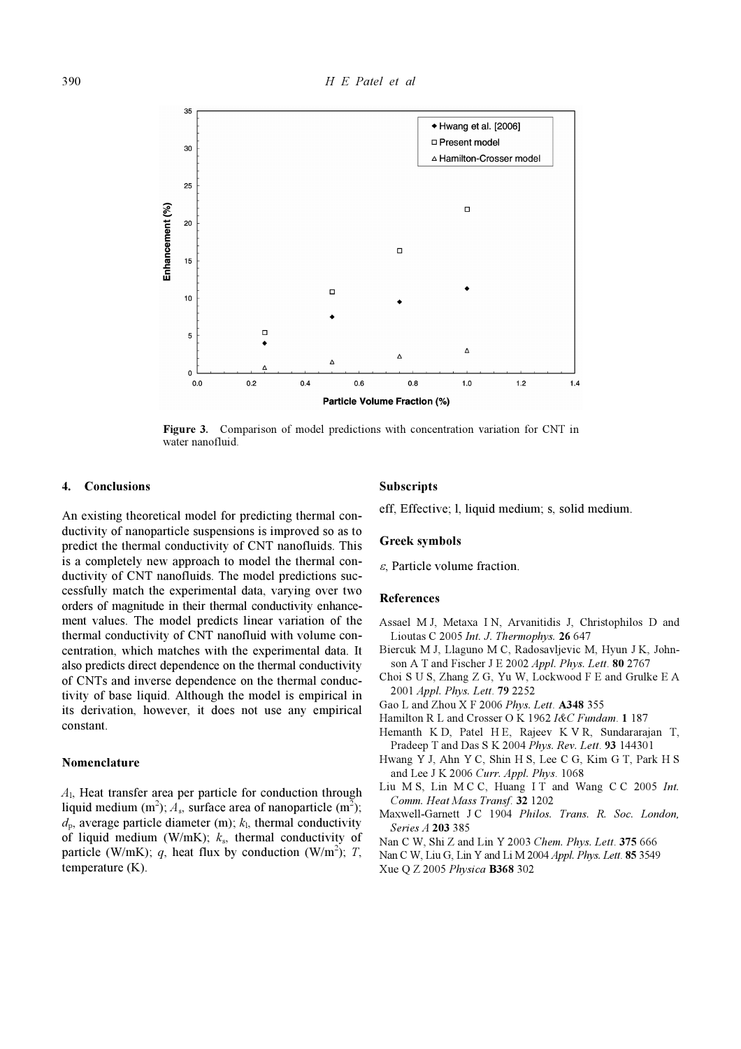35

30

25

20

15

10

5

0

0.0 0.2 0.4 0.6 0.8 1.0 1.2 1.4

Enhancement (%)

Particle Volume Fraction (%)

◆ Hwang et al. [2006]

□ Present model

△ Hamilton-Crosser model

**Figure 3.** Comparison of model predictions with concentration variation for CNT in water nanofluid.

## 4. Conclusions

An existing theoretical model for predicting thermal conductivity of nanoparticle suspensions is improved so as to predict the thermal conductivity of CNT nanofluids. This is a completely new approach to model the thermal conductivity of CNT nanofluids. The model predictions successfully match the experimental data, varying over two orders of magnitude in their thermal conductivity enhancement values. The model predicts linear variation of the thermal conductivity of CNT nanofluid with volume concentration, which matches with the experimental data. It also predicts direct dependence on the thermal conductivity of CNTs and inverse dependence on the thermal conductivity of base liquid. Although the model is empirical in its derivation, however, it does not use any empirical constant.

### Nomenclature

$A_l$, Heat transfer area per particle for conduction through liquid medium ($m^2$); $A_s$, surface area of nanoparticle ($m^2$); $d_p$, average particle diameter (m); $k_l$, thermal conductivity of liquid medium (W/mK); $k_s$, thermal conductivity of particle (W/mK); $q$, heat flux by conduction (W/$m^2$); $T$, temperature (K).

### Subscripts

eff, Effective; l, liquid medium; s, solid medium.

### Greek symbols

$\varepsilon$, Particle volume fraction.

### References

Assael M J, Metaxa I N, Arvanitidis J, Christophilos D and Lioutas C 2005 *Int. J. Thermophys.* **26** 647

Biercuk M J, Llaguno M C, Radosavljevic M, Hyun J K, Johnson A T and Fischer J E 2002 *Appl. Phys. Lett.* **80** 2767

Choi S U S, Zhang Z G, Yu W, Lockwood F E and Grulke E A 2001 *Appl. Phys. Lett.* **79** 2252

Gao L and Zhou X F 2006 *Phys. Lett.* **A348** 355

Hamilton R L and Crosser O K 1962 *I&C Fundam.* **1** 187

Hemanth K D, Patel H E, Rajeev K V R, Sundararajan T, Pradeep T and Das S K 2004 *Phys. Rev. Lett.* **93** 144301

Hwang Y J, Ahn Y C, Shin H S, Lee C G, Kim G T, Park H S and Lee J K 2006 *Curr. Appl. Phys.* 1068

Liu M S, Lin M C C, Huang I T and Wang C C 2005 *Int. Comm. Heat Mass Transf.* **32** 1202

Maxwell-Garnett J C 1904 *Philos. Trans. R. Soc. London, Series A* **203** 385

Nan C W, Shi Z and Lin Y 2003 *Chem. Phys. Lett.* **375** 666

Nan C W, Liu G, Lin Y and Li M 2004 *Appl. Phys. Lett.* **85** 3549

Xue Q Z 2005 *Physica* **B368** 302